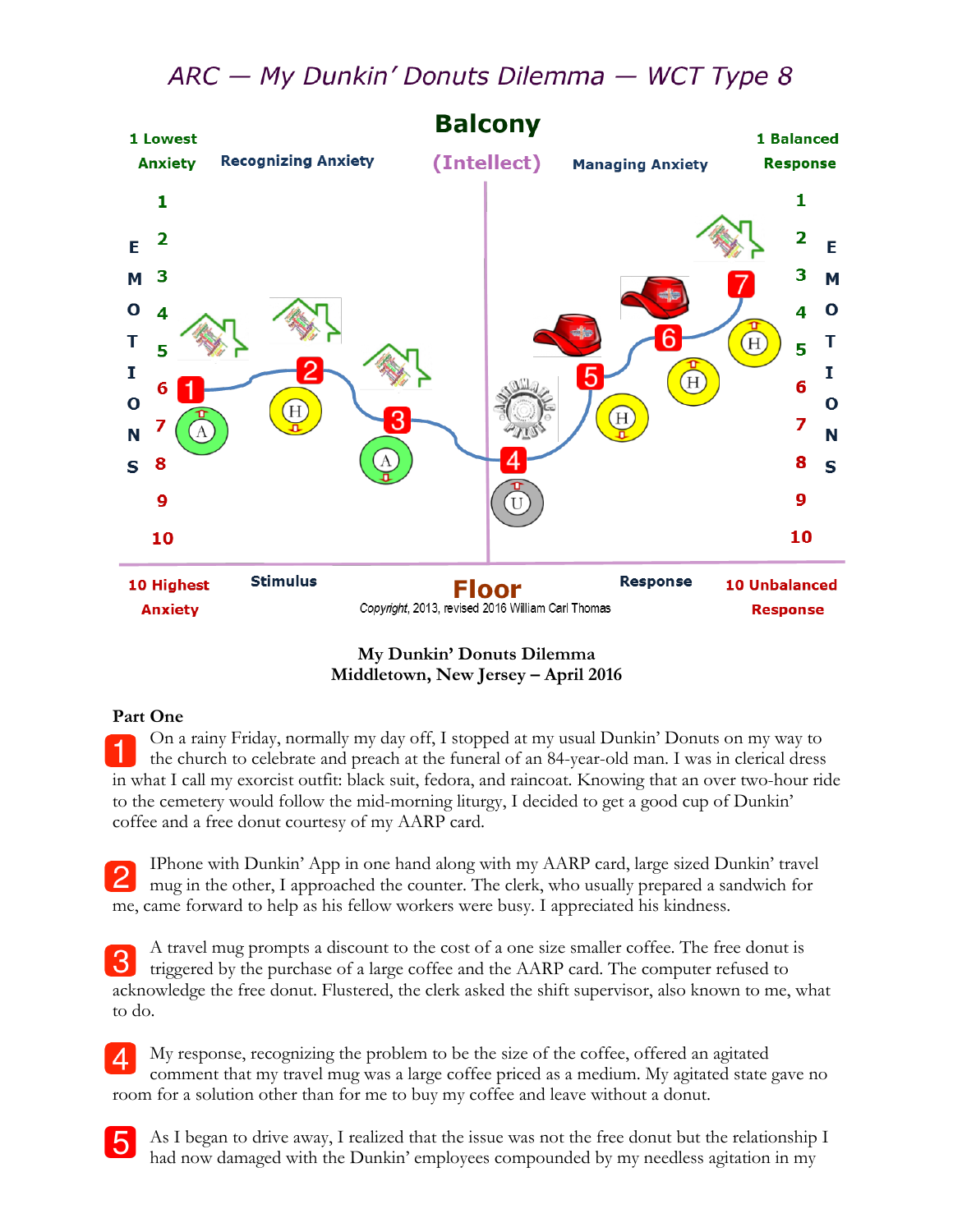# ARC — My Dunkin' Donuts Dilemma — WCT Type 8

| 1 Lowest Anxiety | Recognizing Anxiety | Balcony (Intellect) | Managing Anxiety | 1 Balanced Response |
|---|---|---|---|---|
| 10 Highest Anxiety | Stimulus | Floor | Response | 10 Unbalanced Response |

Copyright, 2013, revised 2016 William Carl Thomas

**My Dunkin' Donuts Dilemma**
**Middletown, New Jersey – April 2016**

**Part One**

1 On a rainy Friday, normally my day off, I stopped at my usual Dunkin' Donuts on my way to the church to celebrate and preach at the funeral of an 84-year-old man. I was in clerical dress in what I call my exorcist outfit: black suit, fedora, and raincoat. Knowing that an over two-hour ride to the cemetery would follow the mid-morning liturgy, I decided to get a good cup of Dunkin' coffee and a free donut courtesy of my AARP card.

2 IPhone with Dunkin' App in one hand along with my AARP card, large sized Dunkin' travel mug in the other, I approached the counter. The clerk, who usually prepared a sandwich for me, came forward to help as his fellow workers were busy. I appreciated his kindness.

3 A travel mug prompts a discount to the cost of a one size smaller coffee. The free donut is triggered by the purchase of a large coffee and the AARP card. The computer refused to acknowledge the free donut. Flustered, the clerk asked the shift supervisor, also known to me, what to do.

4 My response, recognizing the problem to be the size of the coffee, offered an agitated comment that my travel mug was a large coffee priced as a medium. My agitated state gave no room for a solution other than for me to buy my coffee and leave without a donut.

5 As I began to drive away, I realized that the issue was not the free donut but the relationship I had now damaged with the Dunkin' employees compounded by my needless agitation in my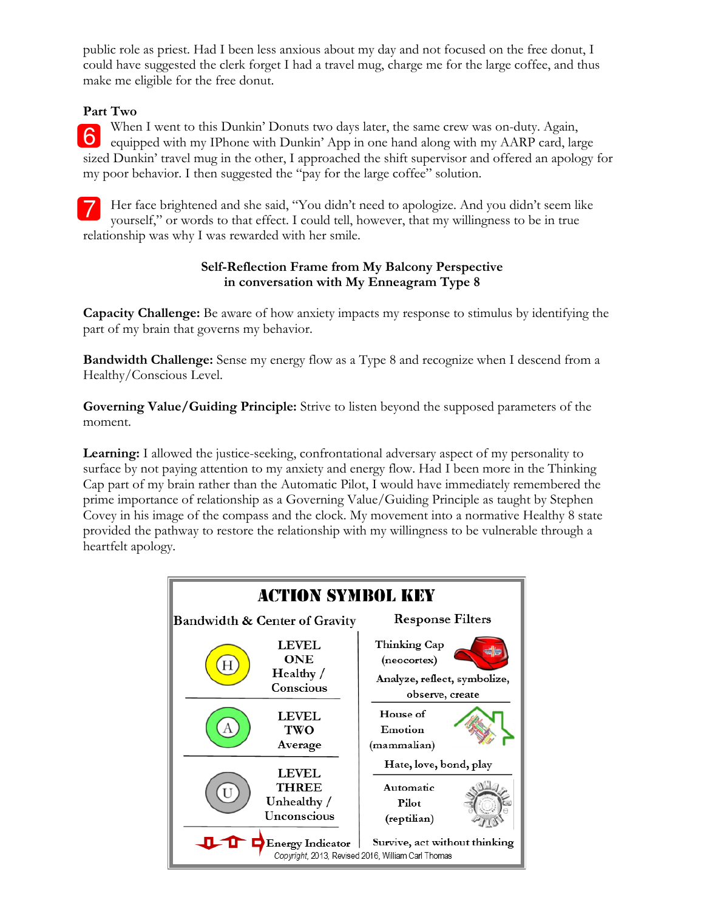public role as priest. Had I been less anxious about my day and not focused on the free donut, I could have suggested the clerk forget I had a travel mug, charge me for the large coffee, and thus make me eligible for the free donut.

**Part Two**

6 When I went to this Dunkin' Donuts two days later, the same crew was on-duty. Again, equipped with my IPhone with Dunkin' App in one hand along with my AARP card, large sized Dunkin' travel mug in the other, I approached the shift supervisor and offered an apology for my poor behavior. I then suggested the "pay for the large coffee" solution.

7 Her face brightened and she said, "You didn't need to apologize. And you didn't seem like yourself," or words to that effect. I could tell, however, that my willingness to be in true relationship was why I was rewarded with her smile.

**Self-Reflection Frame from My Balcony Perspective in conversation with My Enneagram Type 8**

**Capacity Challenge:** Be aware of how anxiety impacts my response to stimulus by identifying the part of my brain that governs my behavior.

**Bandwidth Challenge:** Sense my energy flow as a Type 8 and recognize when I descend from a Healthy/Conscious Level.

**Governing Value/Guiding Principle:** Strive to listen beyond the supposed parameters of the moment.

**Learning:** I allowed the justice-seeking, confrontational adversary aspect of my personality to surface by not paying attention to my anxiety and energy flow. Had I been more in the Thinking Cap part of my brain rather than the Automatic Pilot, I would have immediately remembered the prime importance of relationship as a Governing Value/Guiding Principle as taught by Stephen Covey in his image of the compass and the clock. My movement into a normative Healthy 8 state provided the pathway to restore the relationship with my willingness to be vulnerable through a heartfelt apology.

**ACTION SYMBOL KEY**

| Bandwidth & Center of Gravity | | Response Filters |
|---|---|---|
| (H) | LEVEL ONE Healthy / Conscious | Thinking Cap (neocortex) — Analyze, reflect, symbolize, observe, create |
| (A) | LEVEL TWO Average | House of Emotion (mammalian) — Hate, love, bond, play |
| (U) | LEVEL THREE Unhealthy / Unconscious | Automatic Pilot (reptilian) — Survive, act without thinking |
| Energy Indicator | | |

*Copyright*, 2013, Revised 2016, William Carl Thomas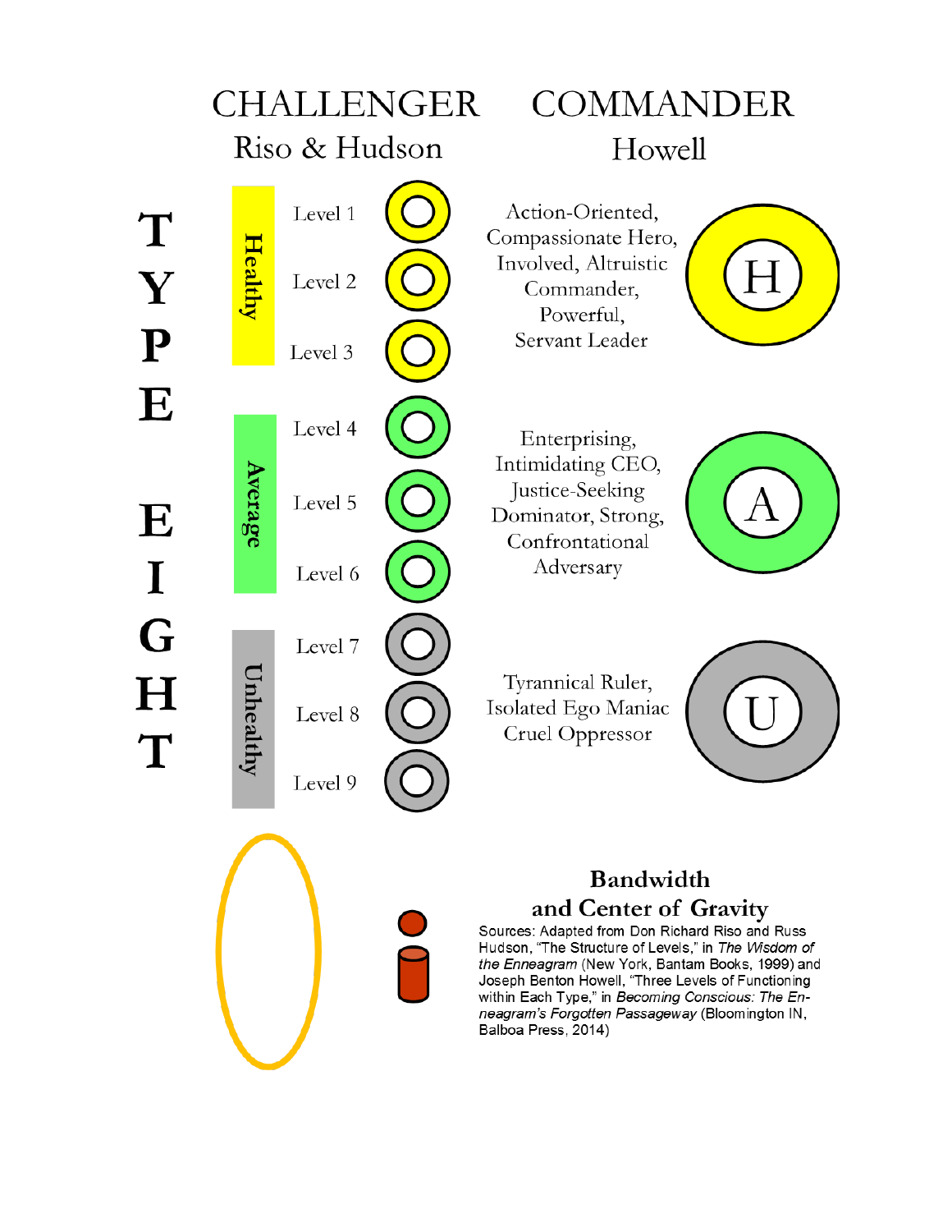# CHALLENGER — COMMANDER

## Riso & Hudson — Howell

**TYPE EIGHT**

**Healthy**

Level 1

Level 2

Level 3

Action-Oriented, Compassionate Hero, Involved, Altruistic Commander, Powerful, Servant Leader

H

**Average**

Level 4

Level 5

Level 6

Enterprising, Intimidating CEO, Justice-Seeking Dominator, Strong, Confrontational Adversary

A

**Unhealthy**

Level 7

Level 8

Level 9

Tyrannical Ruler, Isolated Ego Maniac Cruel Oppressor

U

### Bandwidth and Center of Gravity

Sources: Adapted from Don Richard Riso and Russ Hudson, "The Structure of Levels," in *The Wisdom of the Enneagram* (New York, Bantam Books, 1999) and Joseph Benton Howell, "Three Levels of Functioning within Each Type," in *Becoming Conscious: The Enneagram's Forgotten Passageway* (Bloomington IN, Balboa Press, 2014)